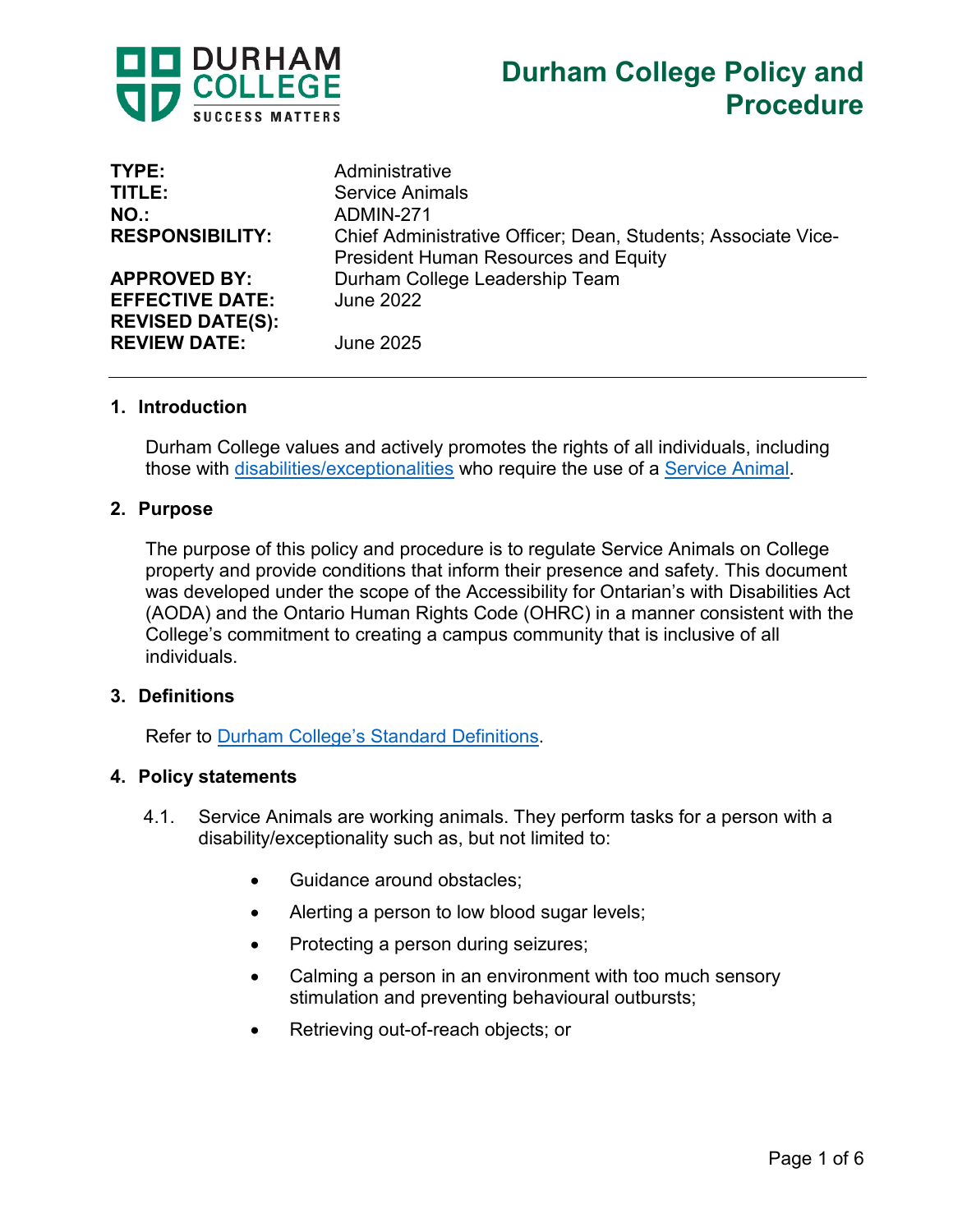DURHAM COLLEGE
SUCCESS MATTERS

# Durham College Policy and Procedure

**TYPE:** Administrative
**TITLE:** Service Animals
**NO.:** ADMIN-271
**RESPONSIBILITY:** Chief Administrative Officer; Dean, Students; Associate Vice-President Human Resources and Equity
**APPROVED BY:** Durham College Leadership Team
**EFFECTIVE DATE:** June 2022
**REVISED DATE(S):**
**REVIEW DATE:** June 2025

---

## 1. Introduction

Durham College values and actively promotes the rights of all individuals, including those with disabilities/exceptionalities who require the use of a Service Animal.

## 2. Purpose

The purpose of this policy and procedure is to regulate Service Animals on College property and provide conditions that inform their presence and safety. This document was developed under the scope of the Accessibility for Ontarian's with Disabilities Act (AODA) and the Ontario Human Rights Code (OHRC) in a manner consistent with the College's commitment to creating a campus community that is inclusive of all individuals.

## 3. Definitions

Refer to Durham College's Standard Definitions.

## 4. Policy statements

4.1. Service Animals are working animals. They perform tasks for a person with a disability/exceptionality such as, but not limited to:

- Guidance around obstacles;
- Alerting a person to low blood sugar levels;
- Protecting a person during seizures;
- Calming a person in an environment with too much sensory stimulation and preventing behavioural outbursts;
- Retrieving out-of-reach objects; or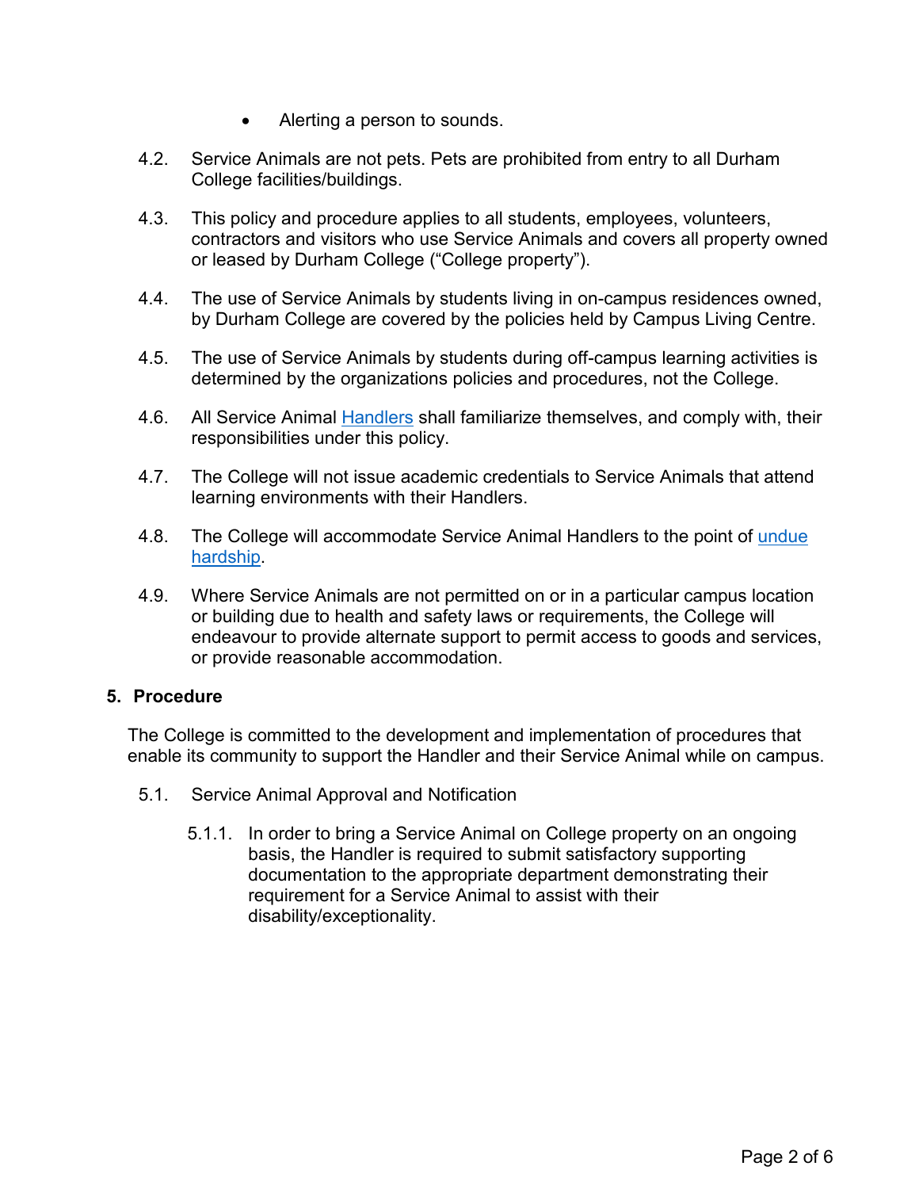- Alerting a person to sounds.

4.2. Service Animals are not pets. Pets are prohibited from entry to all Durham College facilities/buildings.

4.3. This policy and procedure applies to all students, employees, volunteers, contractors and visitors who use Service Animals and covers all property owned or leased by Durham College ("College property").

4.4. The use of Service Animals by students living in on-campus residences owned, by Durham College are covered by the policies held by Campus Living Centre.

4.5. The use of Service Animals by students during off-campus learning activities is determined by the organizations policies and procedures, not the College.

4.6. All Service Animal Handlers shall familiarize themselves, and comply with, their responsibilities under this policy.

4.7. The College will not issue academic credentials to Service Animals that attend learning environments with their Handlers.

4.8. The College will accommodate Service Animal Handlers to the point of undue hardship.

4.9. Where Service Animals are not permitted on or in a particular campus location or building due to health and safety laws or requirements, the College will endeavour to provide alternate support to permit access to goods and services, or provide reasonable accommodation.

## 5. Procedure

The College is committed to the development and implementation of procedures that enable its community to support the Handler and their Service Animal while on campus.

5.1. Service Animal Approval and Notification

5.1.1. In order to bring a Service Animal on College property on an ongoing basis, the Handler is required to submit satisfactory supporting documentation to the appropriate department demonstrating their requirement for a Service Animal to assist with their disability/exceptionality.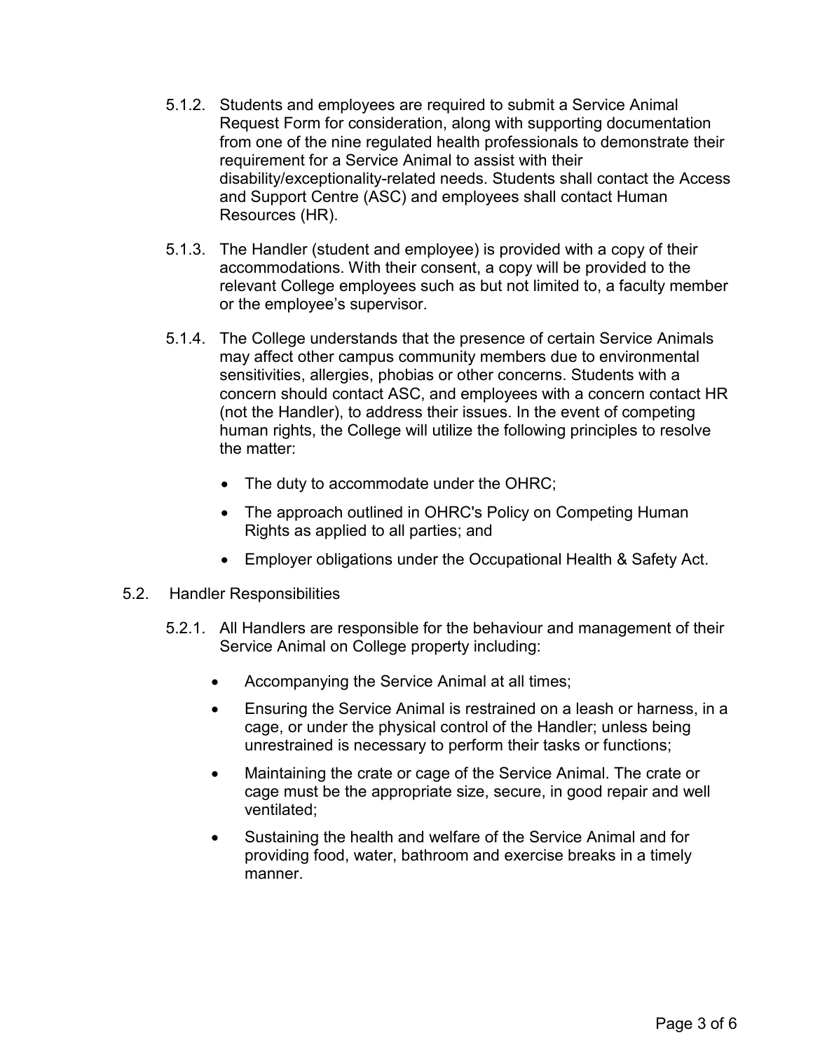5.1.2. Students and employees are required to submit a Service Animal Request Form for consideration, along with supporting documentation from one of the nine regulated health professionals to demonstrate their requirement for a Service Animal to assist with their disability/exceptionality-related needs. Students shall contact the Access and Support Centre (ASC) and employees shall contact Human Resources (HR).

5.1.3. The Handler (student and employee) is provided with a copy of their accommodations. With their consent, a copy will be provided to the relevant College employees such as but not limited to, a faculty member or the employee's supervisor.

5.1.4. The College understands that the presence of certain Service Animals may affect other campus community members due to environmental sensitivities, allergies, phobias or other concerns. Students with a concern should contact ASC, and employees with a concern contact HR (not the Handler), to address their issues. In the event of competing human rights, the College will utilize the following principles to resolve the matter:

- The duty to accommodate under the OHRC;
- The approach outlined in OHRC's Policy on Competing Human Rights as applied to all parties; and
- Employer obligations under the Occupational Health & Safety Act.

5.2. Handler Responsibilities

5.2.1. All Handlers are responsible for the behaviour and management of their Service Animal on College property including:

- Accompanying the Service Animal at all times;
- Ensuring the Service Animal is restrained on a leash or harness, in a cage, or under the physical control of the Handler; unless being unrestrained is necessary to perform their tasks or functions;
- Maintaining the crate or cage of the Service Animal. The crate or cage must be the appropriate size, secure, in good repair and well ventilated;
- Sustaining the health and welfare of the Service Animal and for providing food, water, bathroom and exercise breaks in a timely manner.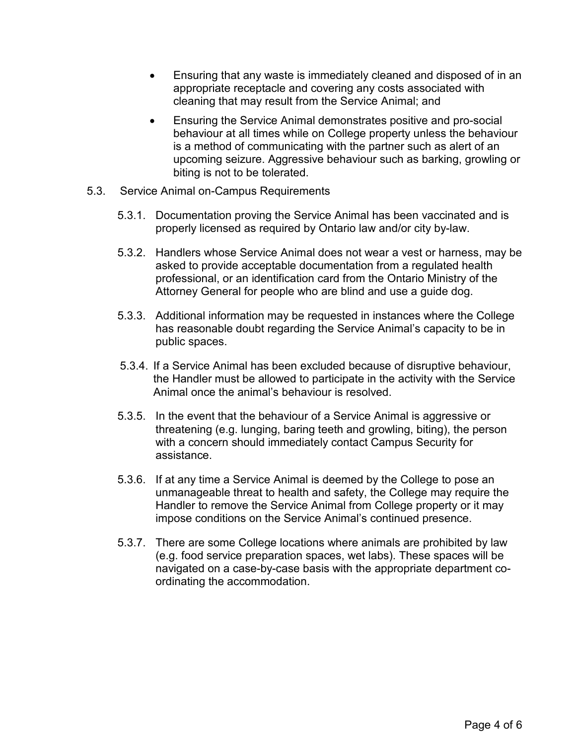- Ensuring that any waste is immediately cleaned and disposed of in an appropriate receptacle and covering any costs associated with cleaning that may result from the Service Animal; and
- Ensuring the Service Animal demonstrates positive and pro-social behaviour at all times while on College property unless the behaviour is a method of communicating with the partner such as alert of an upcoming seizure. Aggressive behaviour such as barking, growling or biting is not to be tolerated.

5.3. Service Animal on-Campus Requirements

5.3.1. Documentation proving the Service Animal has been vaccinated and is properly licensed as required by Ontario law and/or city by-law.

5.3.2. Handlers whose Service Animal does not wear a vest or harness, may be asked to provide acceptable documentation from a regulated health professional, or an identification card from the Ontario Ministry of the Attorney General for people who are blind and use a guide dog.

5.3.3. Additional information may be requested in instances where the College has reasonable doubt regarding the Service Animal's capacity to be in public spaces.

5.3.4. If a Service Animal has been excluded because of disruptive behaviour, the Handler must be allowed to participate in the activity with the Service Animal once the animal's behaviour is resolved.

5.3.5. In the event that the behaviour of a Service Animal is aggressive or threatening (e.g. lunging, baring teeth and growling, biting), the person with a concern should immediately contact Campus Security for assistance.

5.3.6. If at any time a Service Animal is deemed by the College to pose an unmanageable threat to health and safety, the College may require the Handler to remove the Service Animal from College property or it may impose conditions on the Service Animal's continued presence.

5.3.7. There are some College locations where animals are prohibited by law (e.g. food service preparation spaces, wet labs). These spaces will be navigated on a case-by-case basis with the appropriate department co-ordinating the accommodation.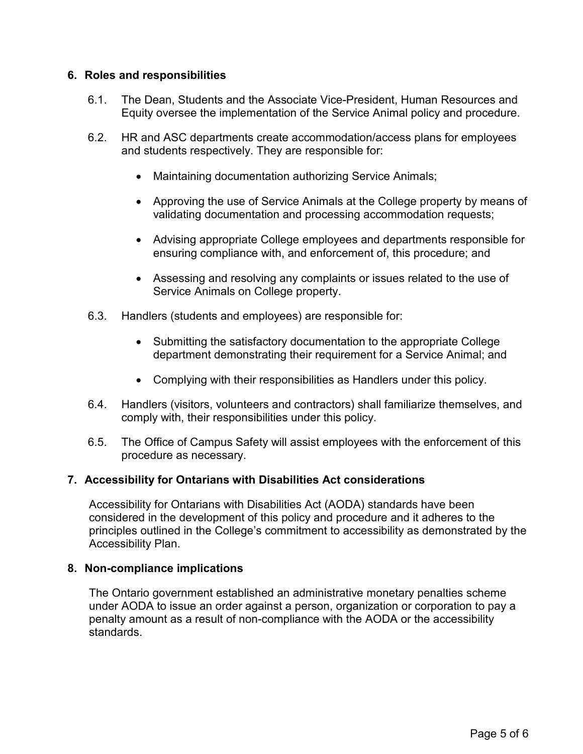## 6. Roles and responsibilities

6.1. The Dean, Students and the Associate Vice-President, Human Resources and Equity oversee the implementation of the Service Animal policy and procedure.

6.2. HR and ASC departments create accommodation/access plans for employees and students respectively. They are responsible for:

- Maintaining documentation authorizing Service Animals;
- Approving the use of Service Animals at the College property by means of validating documentation and processing accommodation requests;
- Advising appropriate College employees and departments responsible for ensuring compliance with, and enforcement of, this procedure; and
- Assessing and resolving any complaints or issues related to the use of Service Animals on College property.

6.3. Handlers (students and employees) are responsible for:

- Submitting the satisfactory documentation to the appropriate College department demonstrating their requirement for a Service Animal; and
- Complying with their responsibilities as Handlers under this policy.

6.4. Handlers (visitors, volunteers and contractors) shall familiarize themselves, and comply with, their responsibilities under this policy.

6.5. The Office of Campus Safety will assist employees with the enforcement of this procedure as necessary.

## 7. Accessibility for Ontarians with Disabilities Act considerations

Accessibility for Ontarians with Disabilities Act (AODA) standards have been considered in the development of this policy and procedure and it adheres to the principles outlined in the College's commitment to accessibility as demonstrated by the Accessibility Plan.

## 8. Non-compliance implications

The Ontario government established an administrative monetary penalties scheme under AODA to issue an order against a person, organization or corporation to pay a penalty amount as a result of non-compliance with the AODA or the accessibility standards.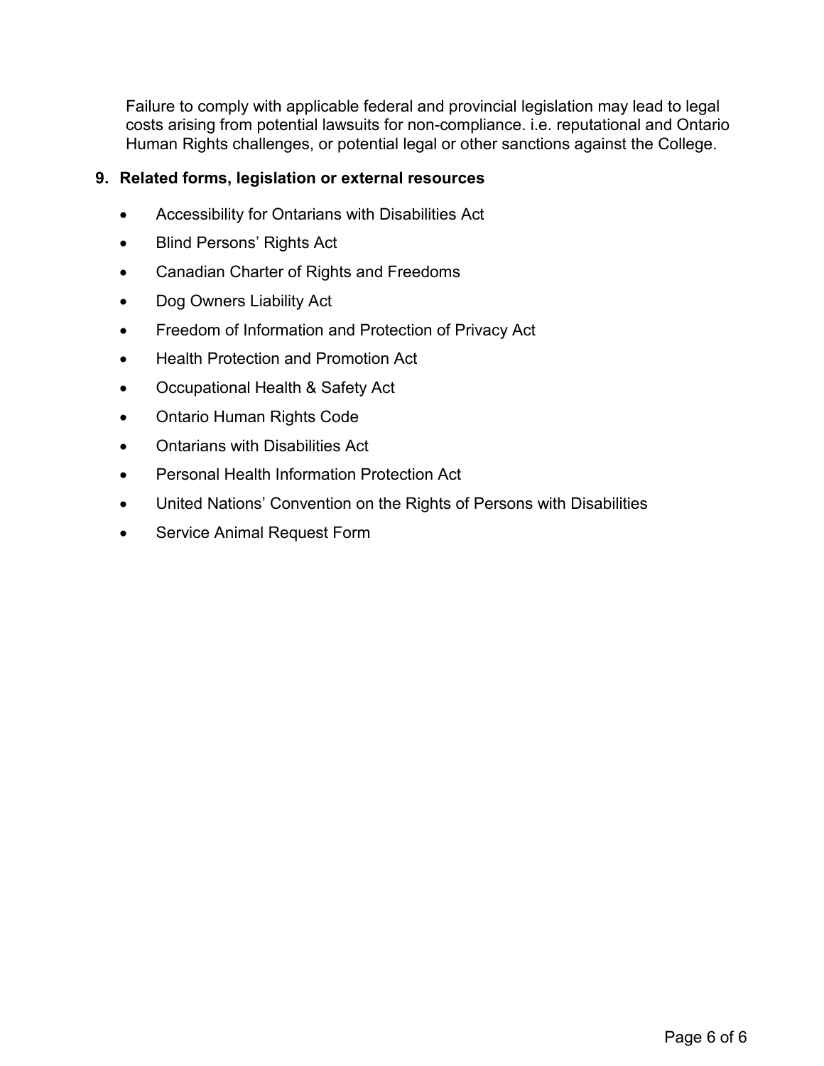Failure to comply with applicable federal and provincial legislation may lead to legal costs arising from potential lawsuits for non-compliance. i.e. reputational and Ontario Human Rights challenges, or potential legal or other sanctions against the College.

## 9. Related forms, legislation or external resources

- Accessibility for Ontarians with Disabilities Act
- Blind Persons' Rights Act
- Canadian Charter of Rights and Freedoms
- Dog Owners Liability Act
- Freedom of Information and Protection of Privacy Act
- Health Protection and Promotion Act
- Occupational Health & Safety Act
- Ontario Human Rights Code
- Ontarians with Disabilities Act
- Personal Health Information Protection Act
- United Nations' Convention on the Rights of Persons with Disabilities
- Service Animal Request Form